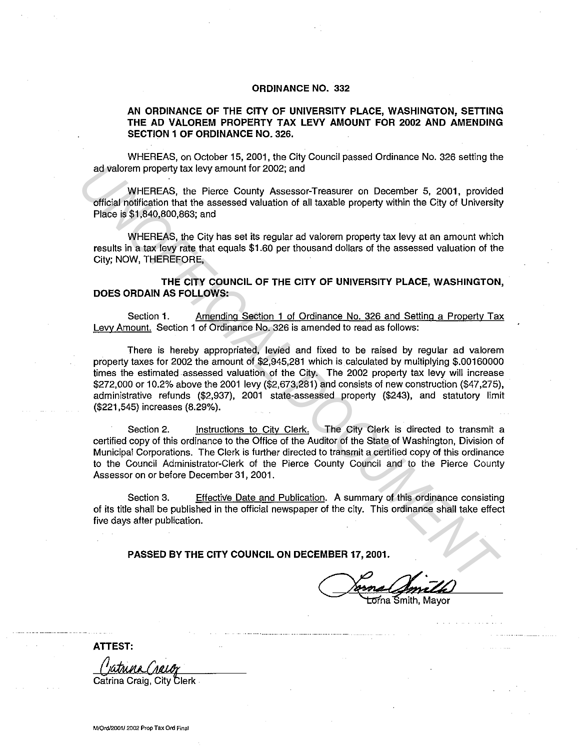# ORDINANCE NO. 332

## AN ORDINANCE OF THE CITY OF UNIVERSITY PLACE, WASHINGTON, SETTING THE AD VALOREM PROPERTY TAX LEVY AMOUNT FOR 2002 AND AMENDING SECTION 1 OF ORDINANCE NO. 326.

WHEREAS, on October 15, 2001, the City Council passed Ordinance No. 326 setting the ad valorem property tax levy amount for 2002; and

WHEREAS, the Pierce County Assessor-Treasurer on December 5, 2001, provided official notification that the assessed valuation of all taxable property within the City of University Place is $1,840,800,863; and

WHEREAS, the City has set its regular ad valorem property tax levy at an amount which results in a tax levy rate that equals $1.60 per thousand dollars of the assessed valuation of the City; NOW, THEREFORE,

**THE CITY COUNCIL OF THE CITY OF UNIVERSITY PLACE, WASHINGTON, DOES ORDAIN AS FOLLOWS:**

Section 1. Amending Section 1 of Ordinance No. 326 and Setting a Property Tax Levy Amount. Section 1 of Ordinance No. 326 is amended to read as follows:

There is hereby appropriated, levied and fixed to be raised by regular ad valorem property taxes for 2002 the amount of $2,945,281 which is calculated by multiplying $.00160000 times the estimated assessed valuation of the City. The 2002 property tax levy will increase $272,000 or 10.2% above the 2001 levy ($2,673,281) and consists of new construction ($47,275), administrative refunds ($2,937), 2001 state-assessed property ($243), and statutory limit ($221,545) increases (8.29%).

Section 2. Instructions to City Clerk. The City Clerk is directed to transmit a certified copy of this ordinance to the Office of the Auditor of the State of Washington, Division of Municipal Corporations. The Clerk is further directed to transmit a certified copy of this ordinance to the Council Administrator-Clerk of the Pierce County Council and to the Pierce County Assessor on or before December 31, 2001.

Section 3. Effective Date and Publication. A summary of this ordinance consisting of its title shall be published in the official newspaper of the city. This ordinance shall take effect five days after publication.

**PASSED BY THE CITY COUNCIL ON DECEMBER 17, 2001.**

Lorna Smith, Mayor

**ATTEST:**

Catrina Craig, City Clerk

M/Ord/2001/ 2002 Prop Tax Ord Final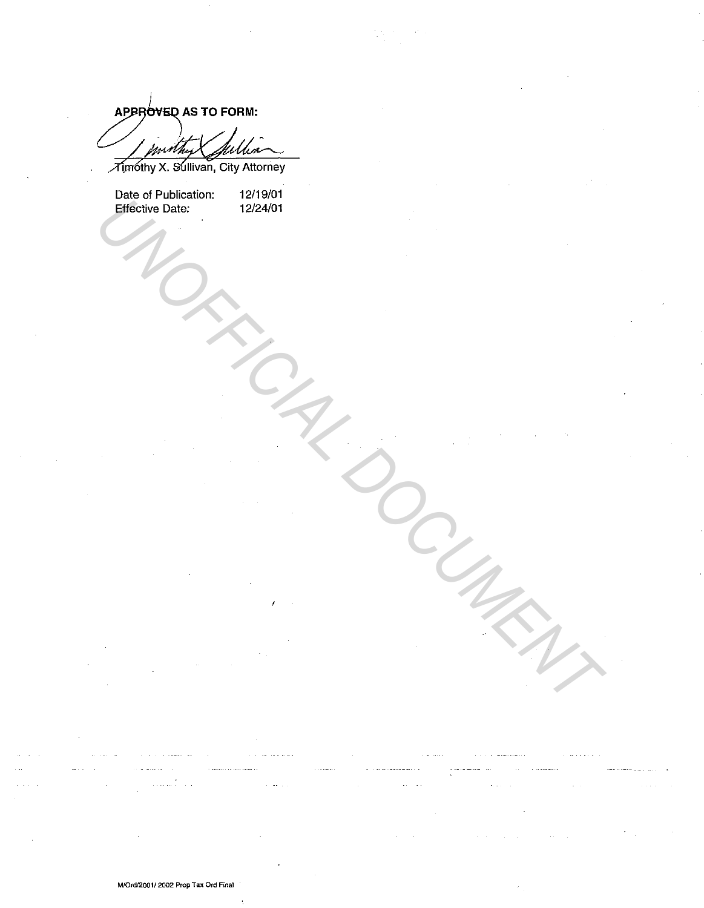**APPROVED AS TO FORM:**

Timothy X. Sullivan, City Attorney

| | |
|---|---|
| Date of Publication: | 12/19/01 |
| Effective Date: | 12/24/01 |

UNOFFICIAL DOCUMENT

M/Ord/2001/ 2002 Prop Tax Ord Final